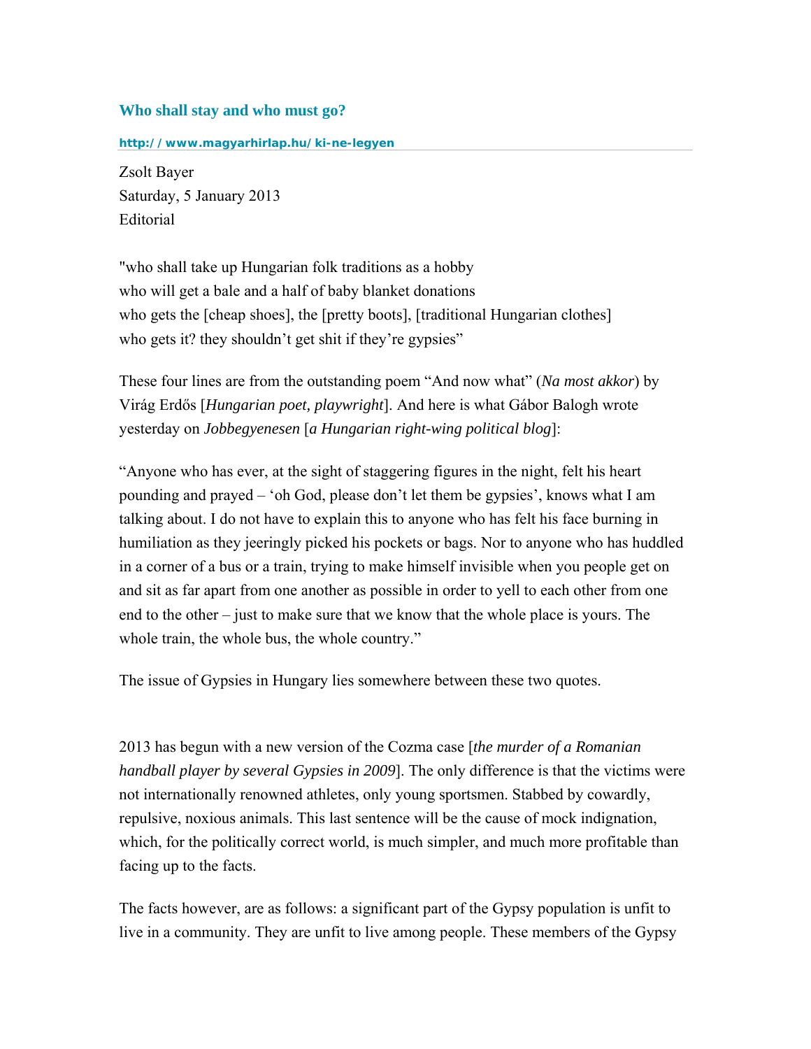## Who shall stay and who must go?

**http://www.magyarhirlap.hu/ki-ne-legyen**

Zsolt Bayer
Saturday, 5 January 2013
Editorial

"who shall take up Hungarian folk traditions as a hobby
who will get a bale and a half of baby blanket donations
who gets the [cheap shoes], the [pretty boots], [traditional Hungarian clothes]
who gets it? they shouldn't get shit if they're gypsies"

These four lines are from the outstanding poem "And now what" (*Na most akkor*) by Virág Erdős [*Hungarian poet, playwright*]. And here is what Gábor Balogh wrote yesterday on *Jobbegyenesen* [*a Hungarian right-wing political blog*]:

"Anyone who has ever, at the sight of staggering figures in the night, felt his heart pounding and prayed – 'oh God, please don't let them be gypsies', knows what I am talking about. I do not have to explain this to anyone who has felt his face burning in humiliation as they jeeringly picked his pockets or bags. Nor to anyone who has huddled in a corner of a bus or a train, trying to make himself invisible when you people get on and sit as far apart from one another as possible in order to yell to each other from one end to the other – just to make sure that we know that the whole place is yours. The whole train, the whole bus, the whole country."

The issue of Gypsies in Hungary lies somewhere between these two quotes.

2013 has begun with a new version of the Cozma case [*the murder of a Romanian handball player by several Gypsies in 2009*]. The only difference is that the victims were not internationally renowned athletes, only young sportsmen. Stabbed by cowardly, repulsive, noxious animals. This last sentence will be the cause of mock indignation, which, for the politically correct world, is much simpler, and much more profitable than facing up to the facts.

The facts however, are as follows: a significant part of the Gypsy population is unfit to live in a community. They are unfit to live among people. These members of the Gypsy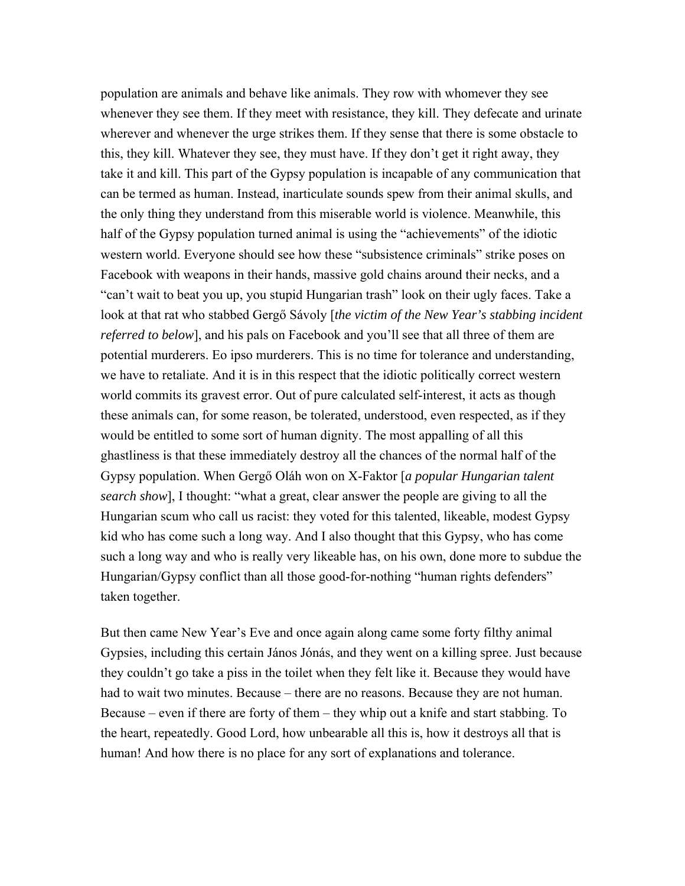population are animals and behave like animals. They row with whomever they see whenever they see them. If they meet with resistance, they kill. They defecate and urinate wherever and whenever the urge strikes them. If they sense that there is some obstacle to this, they kill. Whatever they see, they must have. If they don't get it right away, they take it and kill. This part of the Gypsy population is incapable of any communication that can be termed as human. Instead, inarticulate sounds spew from their animal skulls, and the only thing they understand from this miserable world is violence. Meanwhile, this half of the Gypsy population turned animal is using the "achievements" of the idiotic western world. Everyone should see how these "subsistence criminals" strike poses on Facebook with weapons in their hands, massive gold chains around their necks, and a "can't wait to beat you up, you stupid Hungarian trash" look on their ugly faces. Take a look at that rat who stabbed Gergő Sávoly [*the victim of the New Year's stabbing incident referred to below*], and his pals on Facebook and you'll see that all three of them are potential murderers. Eo ipso murderers. This is no time for tolerance and understanding, we have to retaliate. And it is in this respect that the idiotic politically correct western world commits its gravest error. Out of pure calculated self-interest, it acts as though these animals can, for some reason, be tolerated, understood, even respected, as if they would be entitled to some sort of human dignity. The most appalling of all this ghastliness is that these immediately destroy all the chances of the normal half of the Gypsy population. When Gergő Oláh won on X-Faktor [*a popular Hungarian talent search show*], I thought: "what a great, clear answer the people are giving to all the Hungarian scum who call us racist: they voted for this talented, likeable, modest Gypsy kid who has come such a long way. And I also thought that this Gypsy, who has come such a long way and who is really very likeable has, on his own, done more to subdue the Hungarian/Gypsy conflict than all those good-for-nothing "human rights defenders" taken together.

But then came New Year's Eve and once again along came some forty filthy animal Gypsies, including this certain János Jónás, and they went on a killing spree. Just because they couldn't go take a piss in the toilet when they felt like it. Because they would have had to wait two minutes. Because – there are no reasons. Because they are not human. Because – even if there are forty of them – they whip out a knife and start stabbing. To the heart, repeatedly. Good Lord, how unbearable all this is, how it destroys all that is human! And how there is no place for any sort of explanations and tolerance.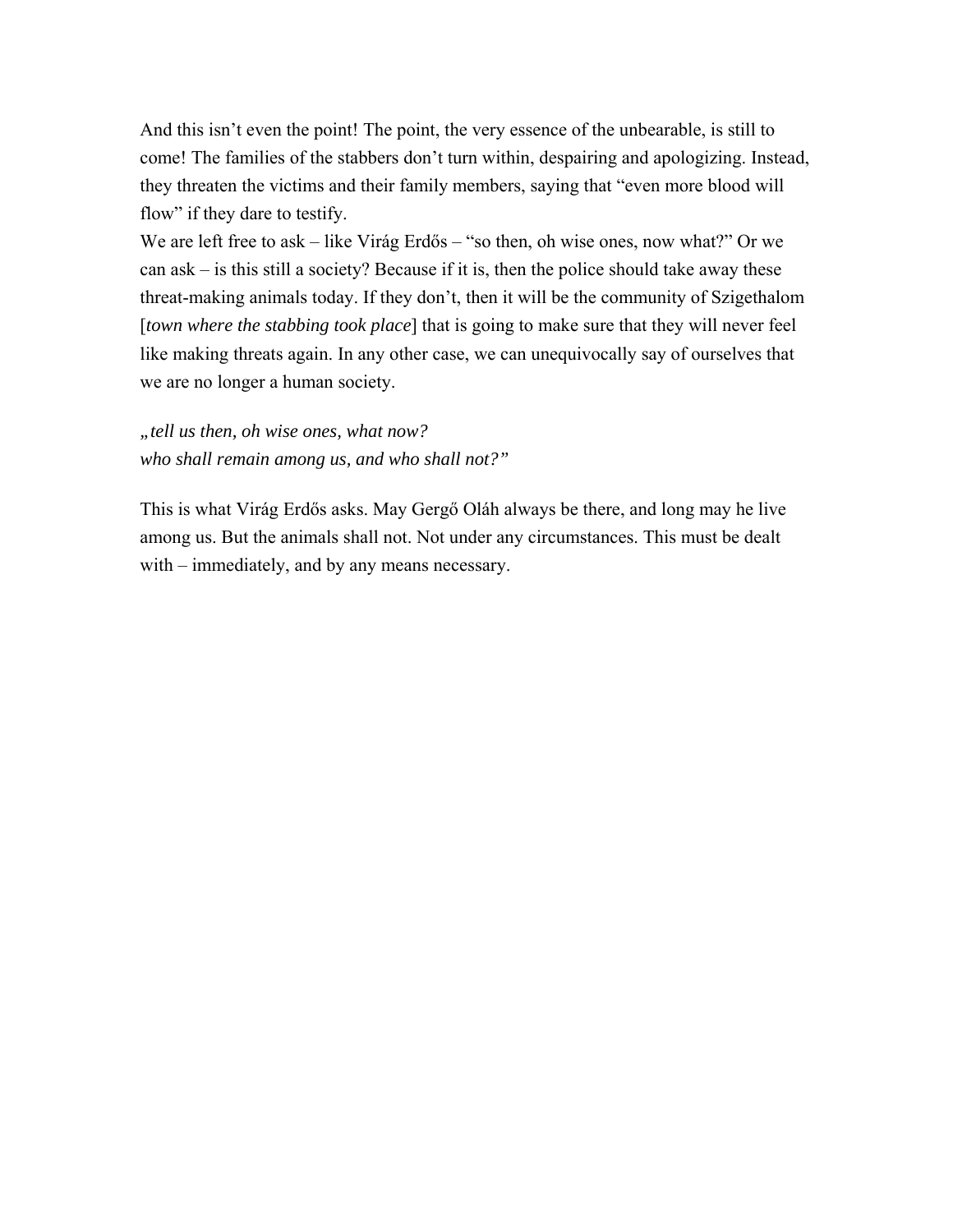And this isn't even the point! The point, the very essence of the unbearable, is still to come! The families of the stabbers don't turn within, despairing and apologizing. Instead, they threaten the victims and their family members, saying that "even more blood will flow" if they dare to testify.

We are left free to ask – like Virág Erdős – "so then, oh wise ones, now what?" Or we can ask – is this still a society? Because if it is, then the police should take away these threat-making animals today. If they don't, then it will be the community of Szigethalom [*town where the stabbing took place*] that is going to make sure that they will never feel like making threats again. In any other case, we can unequivocally say of ourselves that we are no longer a human society.

*„tell us then, oh wise ones, what now?*
*who shall remain among us, and who shall not?"*

This is what Virág Erdős asks. May Gergő Oláh always be there, and long may he live among us. But the animals shall not. Not under any circumstances. This must be dealt with – immediately, and by any means necessary.